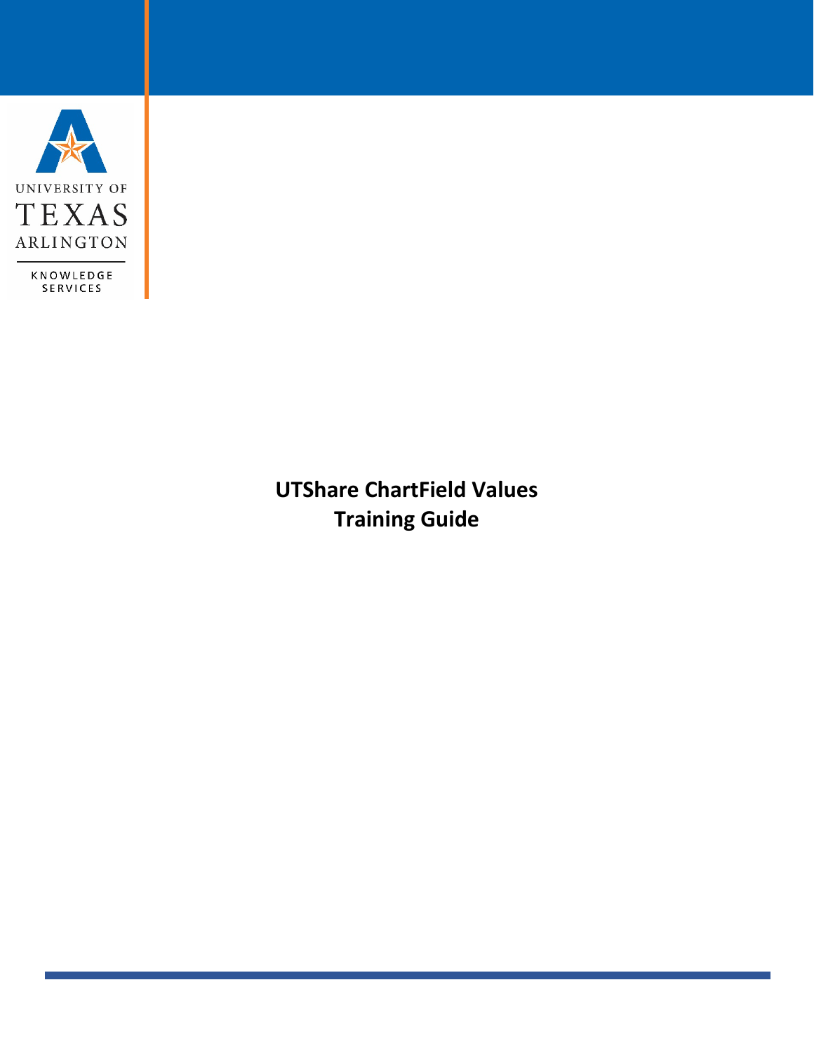UNIVERSITY OF
TEXAS
ARLINGTON

KNOWLEDGE
SERVICES

# UTShare ChartField Values
# Training Guide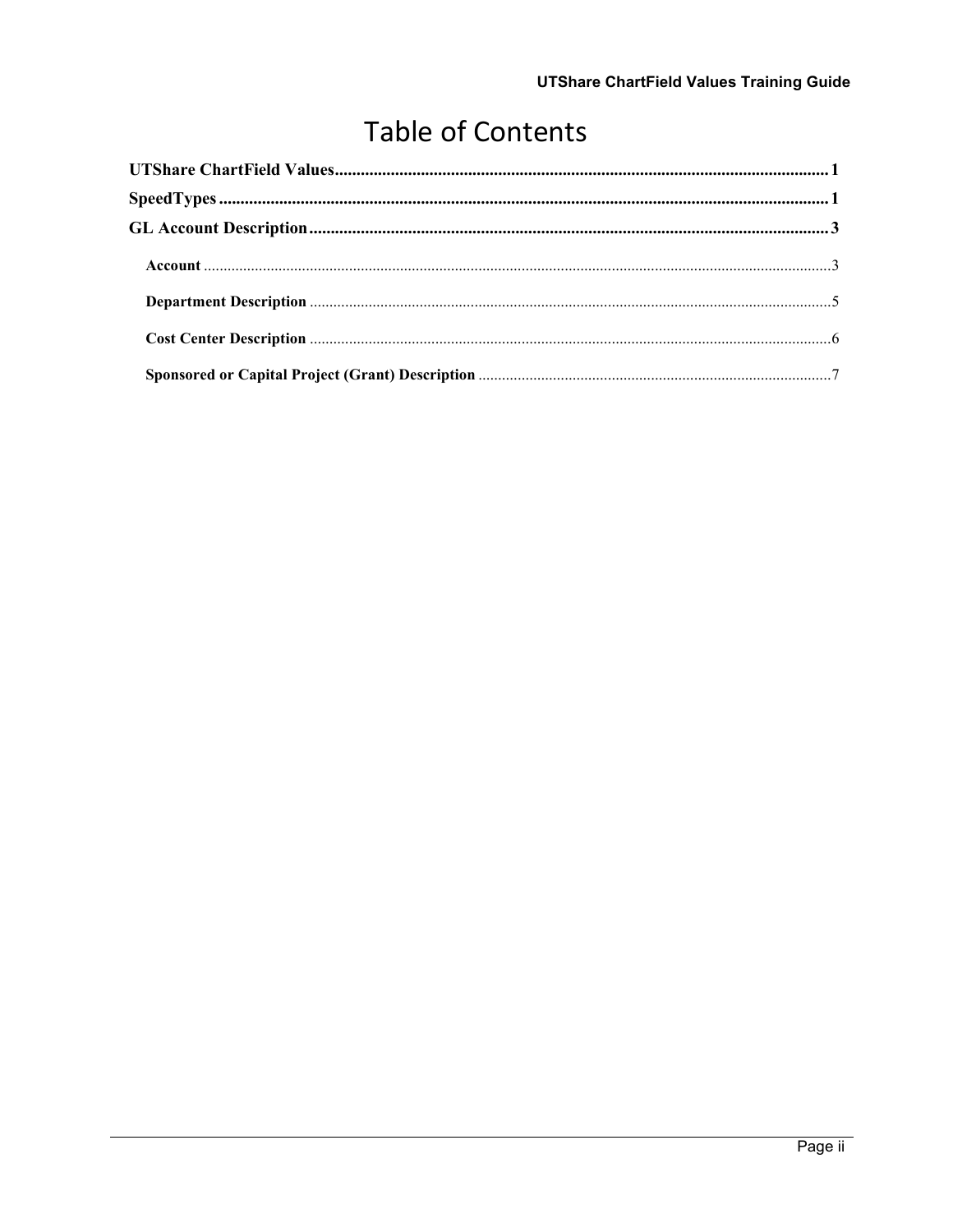# Table of Contents

**UTShare ChartField Values** .......... **1**

**SpeedTypes** .......... **1**

**GL Account Description** .......... **3**

- **Account** .......... 3
- **Department Description** .......... 5
- **Cost Center Description** .......... 6
- **Sponsored or Capital Project (Grant) Description** .......... 7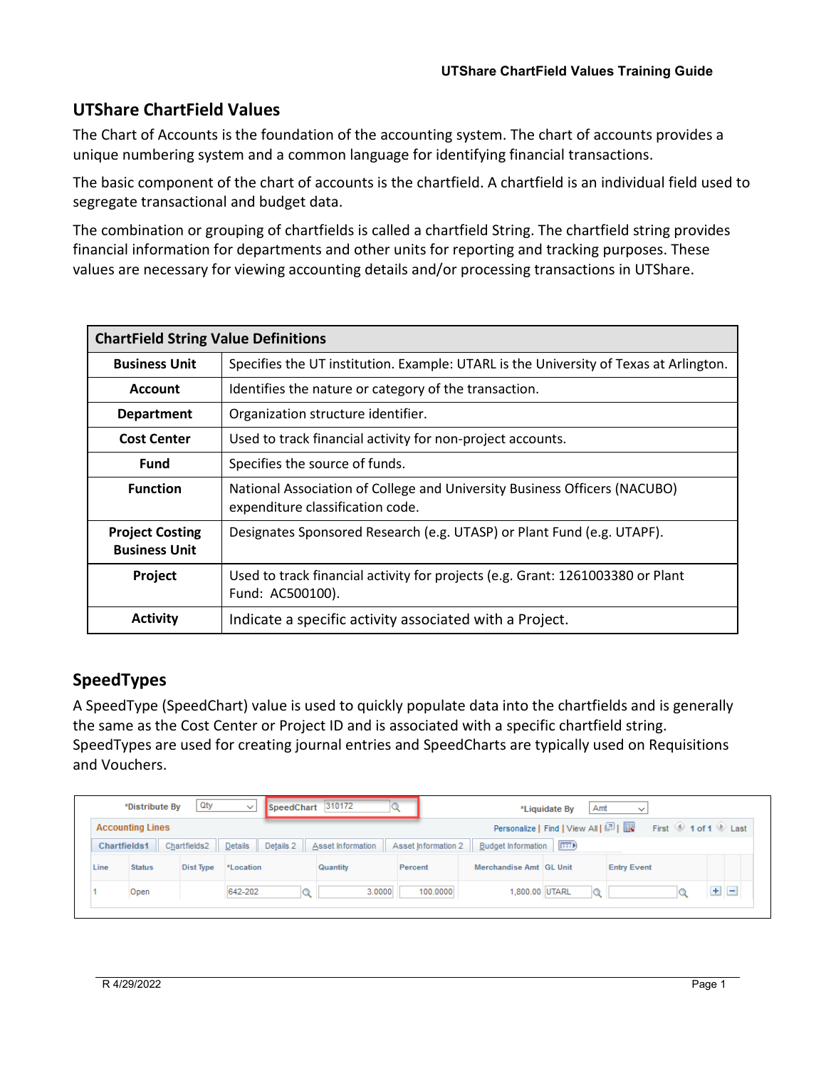## UTShare ChartField Values

The Chart of Accounts is the foundation of the accounting system. The chart of accounts provides a unique numbering system and a common language for identifying financial transactions.

The basic component of the chart of accounts is the chartfield. A chartfield is an individual field used to segregate transactional and budget data.

The combination or grouping of chartfields is called a chartfield String. The chartfield string provides financial information for departments and other units for reporting and tracking purposes. These values are necessary for viewing accounting details and/or processing transactions in UTShare.

| ChartField String Value Definitions | |
|---|---|
| **Business Unit** | Specifies the UT institution. Example: UTARL is the University of Texas at Arlington. |
| **Account** | Identifies the nature or category of the transaction. |
| **Department** | Organization structure identifier. |
| **Cost Center** | Used to track financial activity for non-project accounts. |
| **Fund** | Specifies the source of funds. |
| **Function** | National Association of College and University Business Officers (NACUBO) expenditure classification code. |
| **Project Costing Business Unit** | Designates Sponsored Research (e.g. UTASP) or Plant Fund (e.g. UTAPF). |
| **Project** | Used to track financial activity for projects (e.g. Grant: 1261003380 or Plant Fund: AC500100). |
| **Activity** | Indicate a specific activity associated with a Project. |

## SpeedTypes

A SpeedType (SpeedChart) value is used to quickly populate data into the chartfields and is generally the same as the Cost Center or Project ID and is associated with a specific chartfield string. SpeedTypes are used for creating journal entries and SpeedCharts are typically used on Requisitions and Vouchers.

*Distribute By: Qty | SpeedChart: 310172 | *Liquidate By: Amt

**Accounting Lines**

Chartfields1 | Chartfields2 | Details | Details 2 | Asset Information | Asset Information 2 | Budget Information

| Line | Status | Dist Type | *Location | Quantity | Percent | Merchandise Amt | GL Unit | Entry Event |
|---|---|---|---|---|---|---|---|---|
| 1 | Open | | 642-202 | 3.0000 | 100.0000 | 1,800.00 | UTARL | |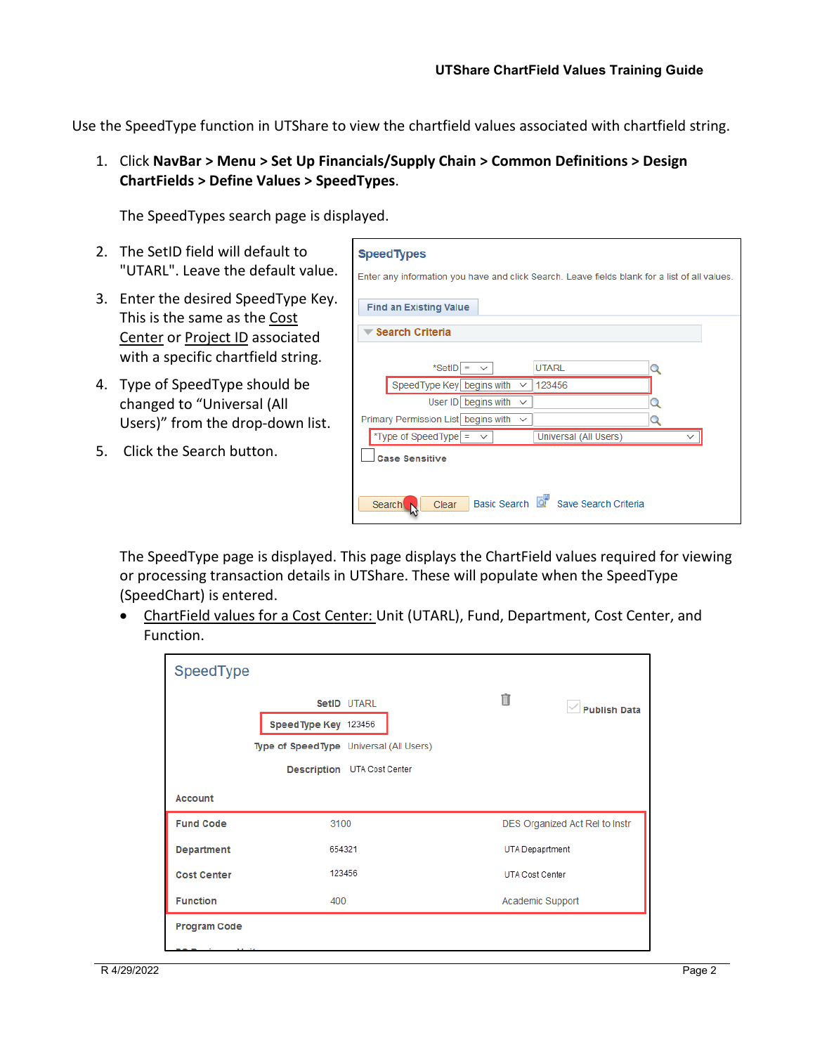Use the SpeedType function in UTShare to view the chartfield values associated with chartfield string.

1. Click **NavBar > Menu > Set Up Financials/Supply Chain > Common Definitions > Design ChartFields > Define Values > SpeedTypes**.

   The SpeedTypes search page is displayed.

2. The SetID field will default to "UTARL". Leave the default value.
3. Enter the desired SpeedType Key. This is the same as the Cost Center or Project ID associated with a specific chartfield string.
4. Type of SpeedType should be changed to "Universal (All Users)" from the drop-down list.
5. Click the Search button.

**SpeedTypes**

Enter any information you have and click Search. Leave fields blank for a list of all values.

Find an Existing Value

Search Criteria

| Field | Operator | Value |
|---|---|---|
| *SetID | = | UTARL |
| SpeedType Key | begins with | 123456 |
| User ID | begins with | |
| Primary Permission List | begins with | |
| *Type of SpeedType | = | Universal (All Users) |

Case Sensitive

Search | Clear | Basic Search | Save Search Criteria

The SpeedType page is displayed. This page displays the ChartField values required for viewing or processing transaction details in UTShare. These will populate when the SpeedType (SpeedChart) is entered.

- ChartField values for a Cost Center: Unit (UTARL), Fund, Department, Cost Center, and Function.

**SpeedType**

SetID UTARL

Speed Type Key 123456

Type of SpeedType Universal (All Users)

Description UTA Cost Center

Publish Data

| Account | | |
|---|---|---|
| Fund Code | 3100 | DES Organized Act Rel to Instr |
| Department | 654321 | UTA Depaprtment |
| Cost Center | 123456 | UTA Cost Center |
| Function | 400 | Academic Support |
| Program Code | | |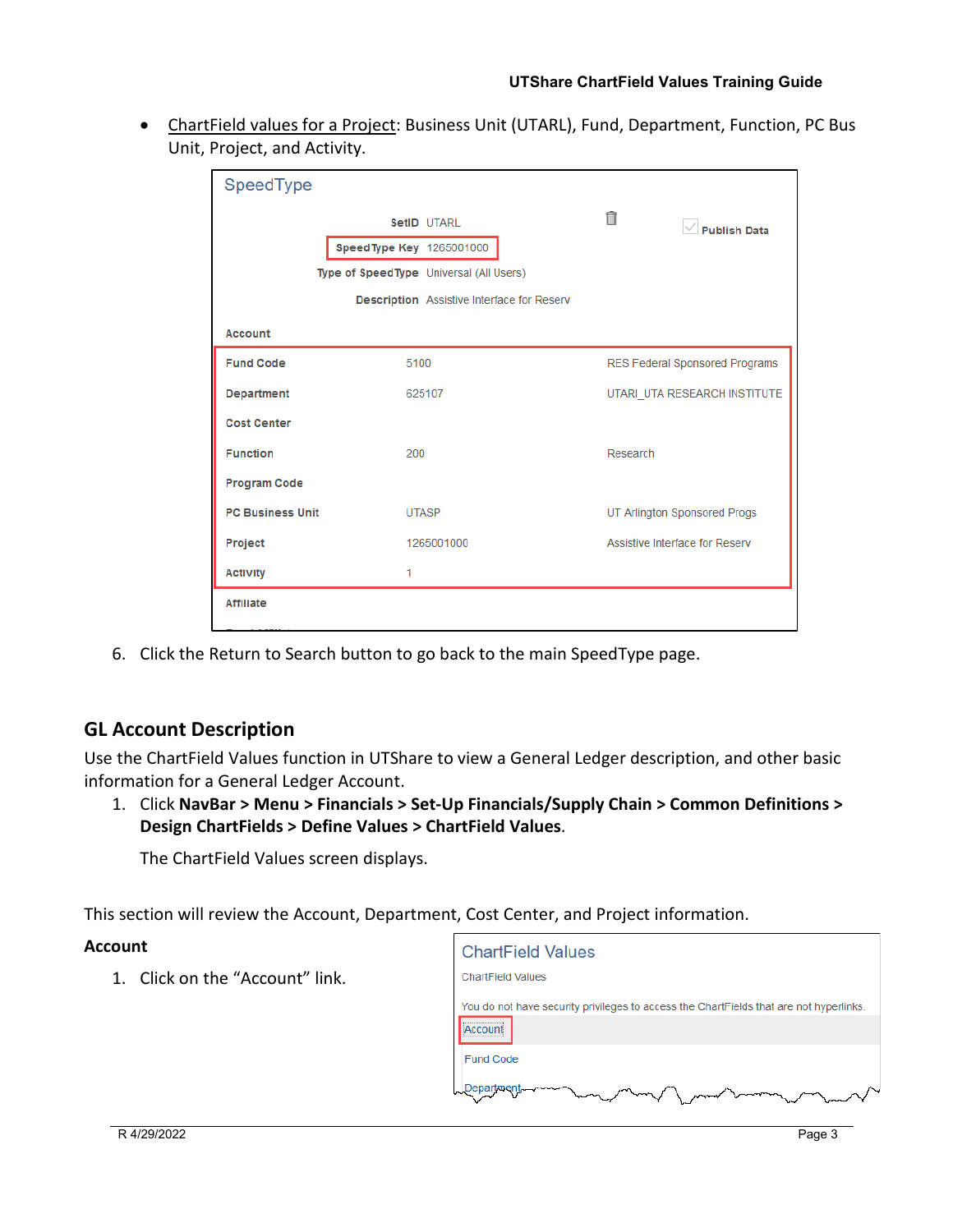- ChartField values for a Project: Business Unit (UTARL), Fund, Department, Function, PC Bus Unit, Project, and Activity.

SpeedType

SetID UTARL

SpeedType Key 1265001000

Type of SpeedType Universal (All Users)

Description Assistive Interface for Reserv

Publish Data

| Field | Value | Description |
|---|---|---|
| Account | | |
| Fund Code | 5100 | RES Federal Sponsored Programs |
| Department | 625107 | UTARI_UTA RESEARCH INSTITUTE |
| Cost Center | | |
| Function | 200 | Research |
| Program Code | | |
| PC Business Unit | UTASP | UT Arlington Sponsored Progs |
| Project | 1265001000 | Assistive Interface for Reserv |
| Activity | 1 | |
| Affiliate | | |

6. Click the Return to Search button to go back to the main SpeedType page.

## GL Account Description

Use the ChartField Values function in UTShare to view a General Ledger description, and other basic information for a General Ledger Account.

1. Click **NavBar > Menu > Financials > Set-Up Financials/Supply Chain > Common Definitions > Design ChartFields > Define Values > ChartField Values**.

   The ChartField Values screen displays.

This section will review the Account, Department, Cost Center, and Project information.

### Account

1. Click on the "Account" link.

ChartField Values

ChartField Values

You do not have security privileges to access the ChartFields that are not hyperlinks.

Account

Fund Code

Department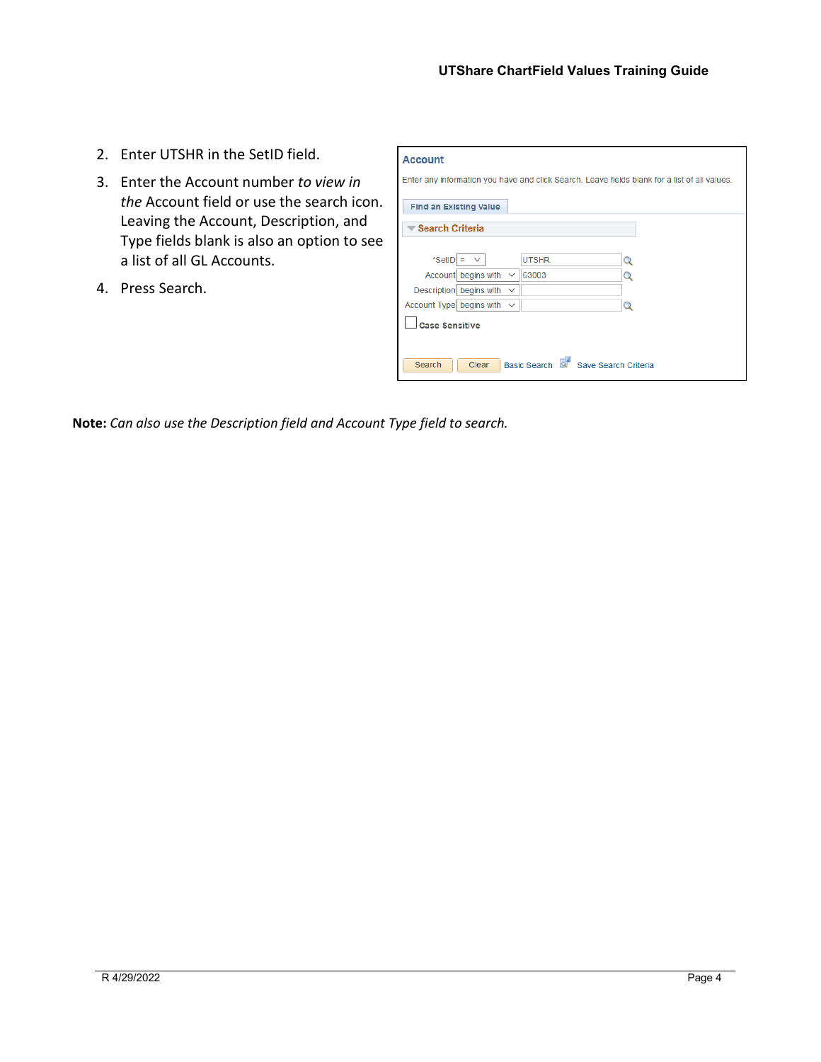2. Enter UTSHR in the SetID field.
3. Enter the Account number *to view in the* Account field or use the search icon. Leaving the Account, Description, and Type fields blank is also an option to see a list of all GL Accounts.
4. Press Search.

**Note:** *Can also use the Description field and Account Type field to search.*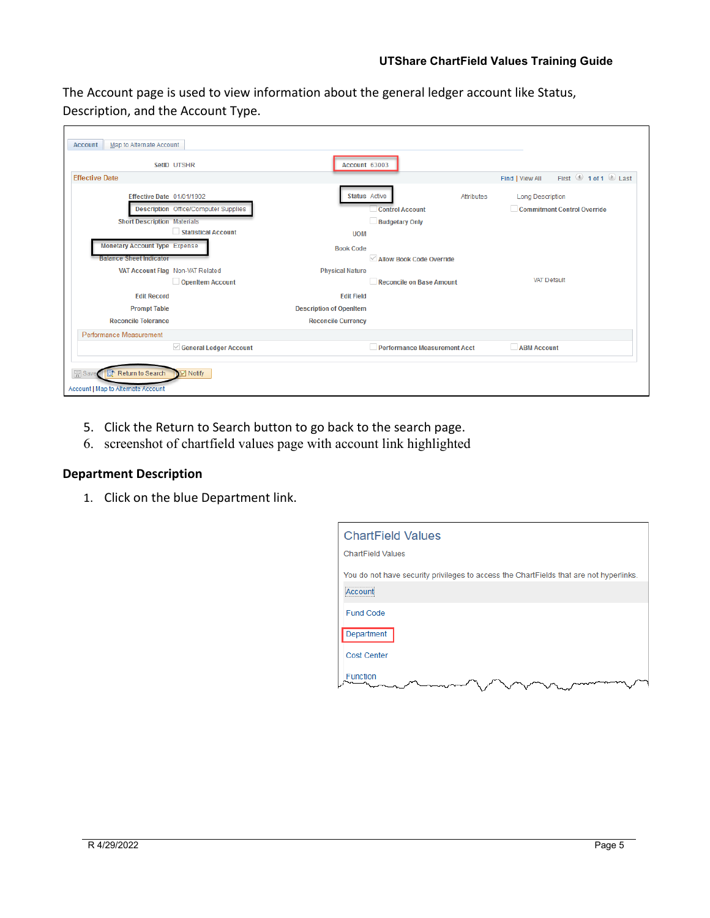The Account page is used to view information about the general ledger account like Status, Description, and the Account Type.

5. Click the Return to Search button to go back to the search page.
6. screenshot of chartfield values page with account link highlighted

## Department Description

1. Click on the blue Department link.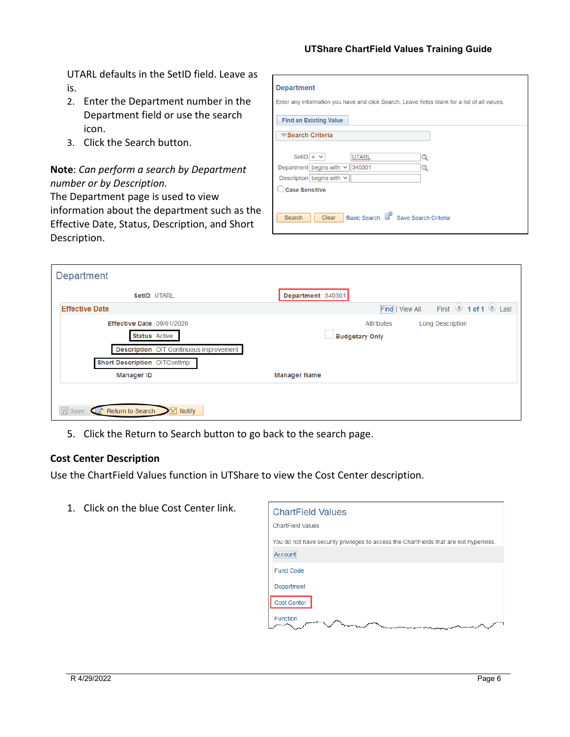UTARL defaults in the SetID field. Leave as is.

2. Enter the Department number in the Department field or use the search icon.
3. Click the Search button.

**Note**: *Can perform a search by Department number or by Description.*

The Department page is used to view information about the department such as the Effective Date, Status, Description, and Short Description.

5. Click the Return to Search button to go back to the search page.

### Cost Center Description

Use the ChartField Values function in UTShare to view the Cost Center description.

1. Click on the blue Cost Center link.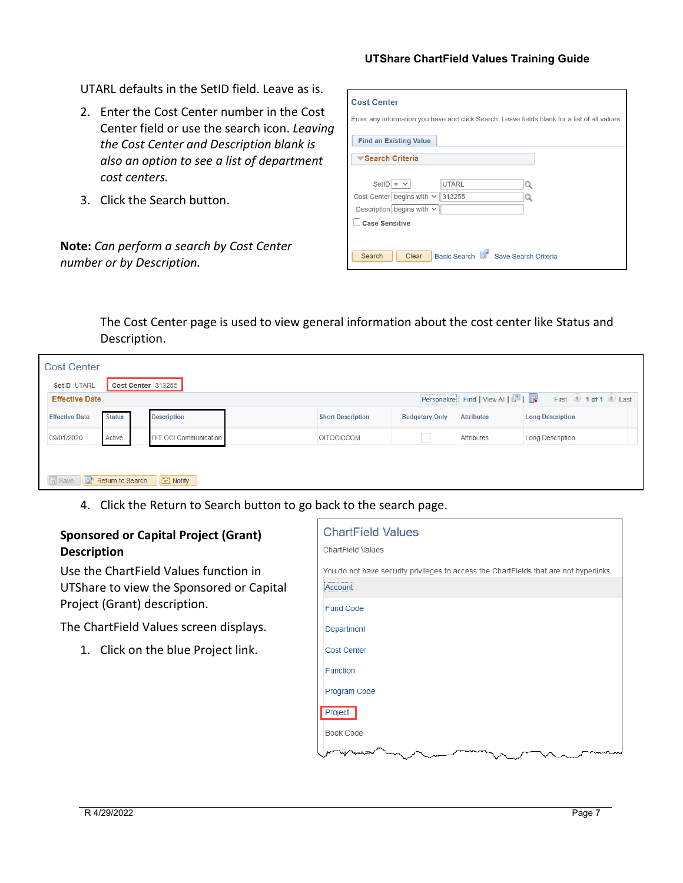UTARL defaults in the SetID field. Leave as is.

2. Enter the Cost Center number in the Cost Center field or use the search icon. *Leaving the Cost Center and Description blank is also an option to see a list of department cost centers.*
3. Click the Search button.

**Note:** *Can perform a search by Cost Center number or by Description.*

**Cost Center**

Enter any information you have and click Search. Leave fields blank for a list of all values.

Find an Existing Value

Search Criteria

| | | |
|---|---|---|
| SetID | = | UTARL |
| Cost Center | begins with | 313255 |
| Description | begins with | |

Case Sensitive

Search | Clear | Basic Search | Save Search Criteria

The Cost Center page is used to view general information about the cost center like Status and Description.

**Cost Center**

SetID UTARL | Cost Center 313255

Effective Date | Personalize | Find | View All | First 1 of 1 Last

| Effective Date | Status | Description | Short Description | Budgetary Only | Attributes | Long Description |
|---|---|---|---|---|---|---|
| 09/01/2020 | Active | OIT OCI Communication | OITOCICCOM | | Attributes | Long Description |

Save | Return to Search | Notify

4. Click the Return to Search button to go back to the search page.

### Sponsored or Capital Project (Grant) Description

Use the ChartField Values function in UTShare to view the Sponsored or Capital Project (Grant) description.

The ChartField Values screen displays.

1. Click on the blue Project link.

**ChartField Values**

ChartField Values

You do not have security privileges to access the ChartFields that are not hyperlinks.

- Account
- Fund Code
- Department
- Cost Center
- Function
- Program Code
- Project
- Book Code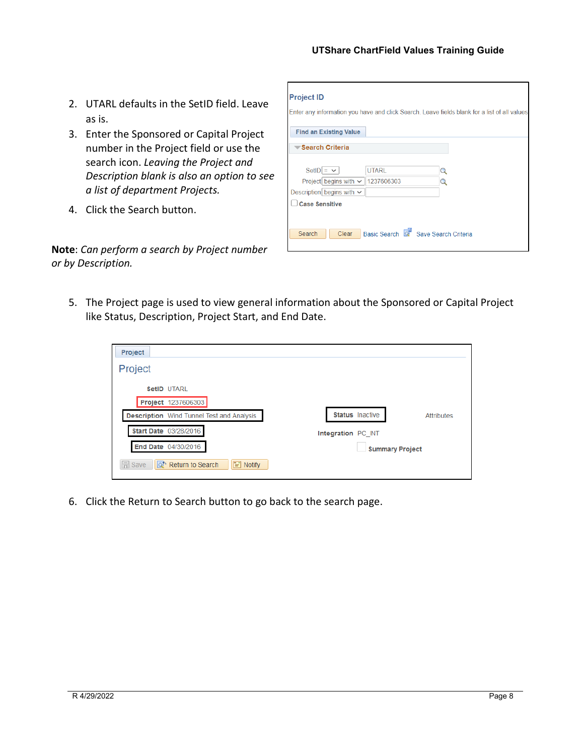2. UTARL defaults in the SetID field. Leave as is.
3. Enter the Sponsored or Capital Project number in the Project field or use the search icon. *Leaving the Project and Description blank is also an option to see a list of department Projects.*
4. Click the Search button.

**Note**: *Can perform a search by Project number or by Description.*

Project ID

Enter any information you have and click Search. Leave fields blank for a list of all values.

Find an Existing Value

Search Criteria

SetID = UTARL

Project begins with 1237606303

Description begins with

Case Sensitive

Search Clear Basic Search Save Search Criteria

5. The Project page is used to view general information about the Sponsored or Capital Project like Status, Description, Project Start, and End Date.

Project

Project

SetID UTARL

Project 1237606303

Description Wind Tunnel Test and Analysis

Start Date 03/28/2016

End Date 04/30/2016

Status Inactive

Attributes

Integration PC_INT

Summary Project

Save Return to Search Notify

6. Click the Return to Search button to go back to the search page.